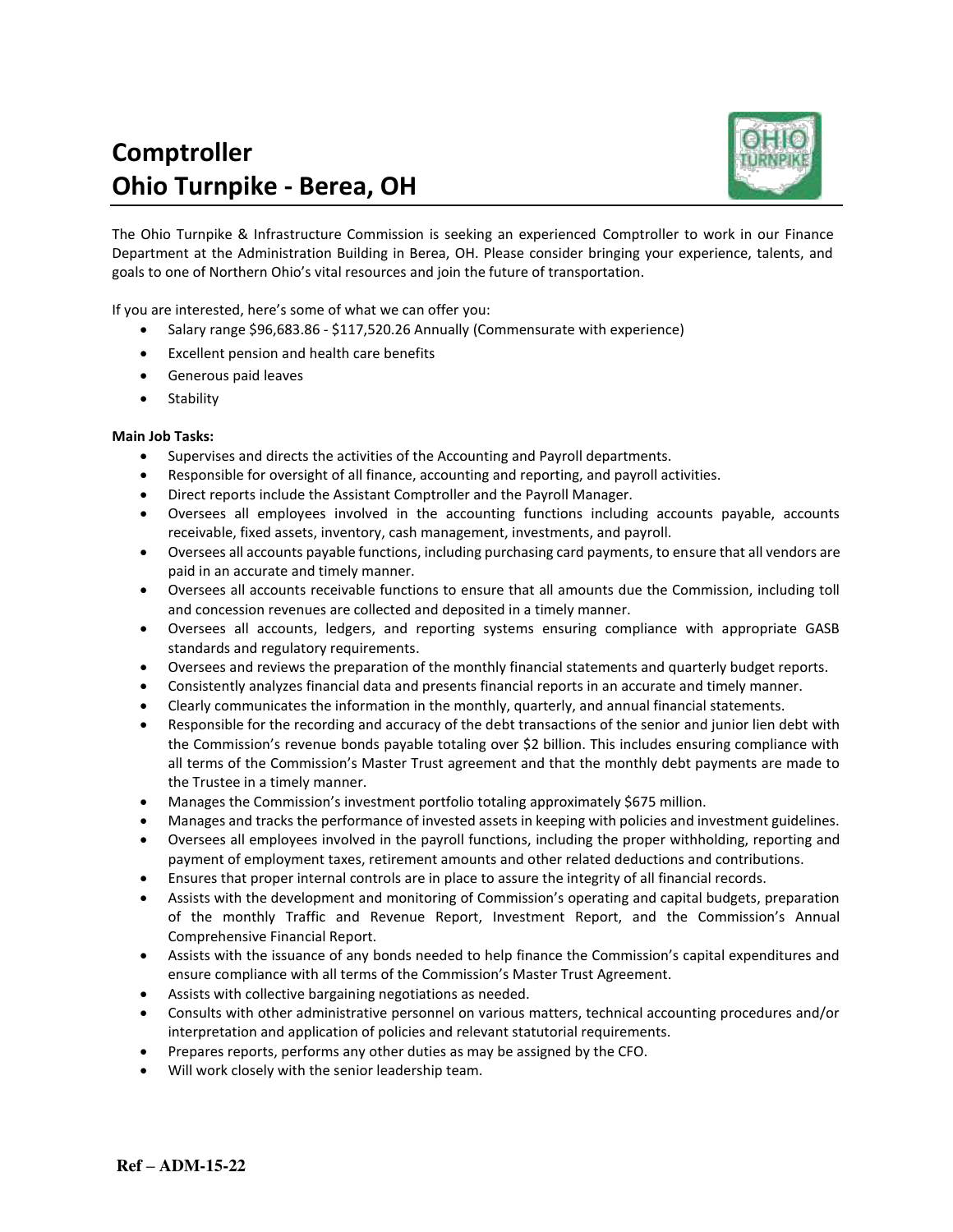# Comptroller
# Ohio Turnpike - Berea, OH

The Ohio Turnpike & Infrastructure Commission is seeking an experienced Comptroller to work in our Finance Department at the Administration Building in Berea, OH. Please consider bringing your experience, talents, and goals to one of Northern Ohio's vital resources and join the future of transportation.

If you are interested, here's some of what we can offer you:

- Salary range $96,683.86 - $117,520.26 Annually (Commensurate with experience)
- Excellent pension and health care benefits
- Generous paid leaves
- Stability

**Main Job Tasks:**

- Supervises and directs the activities of the Accounting and Payroll departments.
- Responsible for oversight of all finance, accounting and reporting, and payroll activities.
- Direct reports include the Assistant Comptroller and the Payroll Manager.
- Oversees all employees involved in the accounting functions including accounts payable, accounts receivable, fixed assets, inventory, cash management, investments, and payroll.
- Oversees all accounts payable functions, including purchasing card payments, to ensure that all vendors are paid in an accurate and timely manner.
- Oversees all accounts receivable functions to ensure that all amounts due the Commission, including toll and concession revenues are collected and deposited in a timely manner.
- Oversees all accounts, ledgers, and reporting systems ensuring compliance with appropriate GASB standards and regulatory requirements.
- Oversees and reviews the preparation of the monthly financial statements and quarterly budget reports.
- Consistently analyzes financial data and presents financial reports in an accurate and timely manner.
- Clearly communicates the information in the monthly, quarterly, and annual financial statements.
- Responsible for the recording and accuracy of the debt transactions of the senior and junior lien debt with the Commission's revenue bonds payable totaling over $2 billion. This includes ensuring compliance with all terms of the Commission's Master Trust agreement and that the monthly debt payments are made to the Trustee in a timely manner.
- Manages the Commission's investment portfolio totaling approximately $675 million.
- Manages and tracks the performance of invested assets in keeping with policies and investment guidelines.
- Oversees all employees involved in the payroll functions, including the proper withholding, reporting and payment of employment taxes, retirement amounts and other related deductions and contributions.
- Ensures that proper internal controls are in place to assure the integrity of all financial records.
- Assists with the development and monitoring of Commission's operating and capital budgets, preparation of the monthly Traffic and Revenue Report, Investment Report, and the Commission's Annual Comprehensive Financial Report.
- Assists with the issuance of any bonds needed to help finance the Commission's capital expenditures and ensure compliance with all terms of the Commission's Master Trust Agreement.
- Assists with collective bargaining negotiations as needed.
- Consults with other administrative personnel on various matters, technical accounting procedures and/or interpretation and application of policies and relevant statutorial requirements.
- Prepares reports, performs any other duties as may be assigned by the CFO.
- Will work closely with the senior leadership team.

**Ref – ADM-15-22**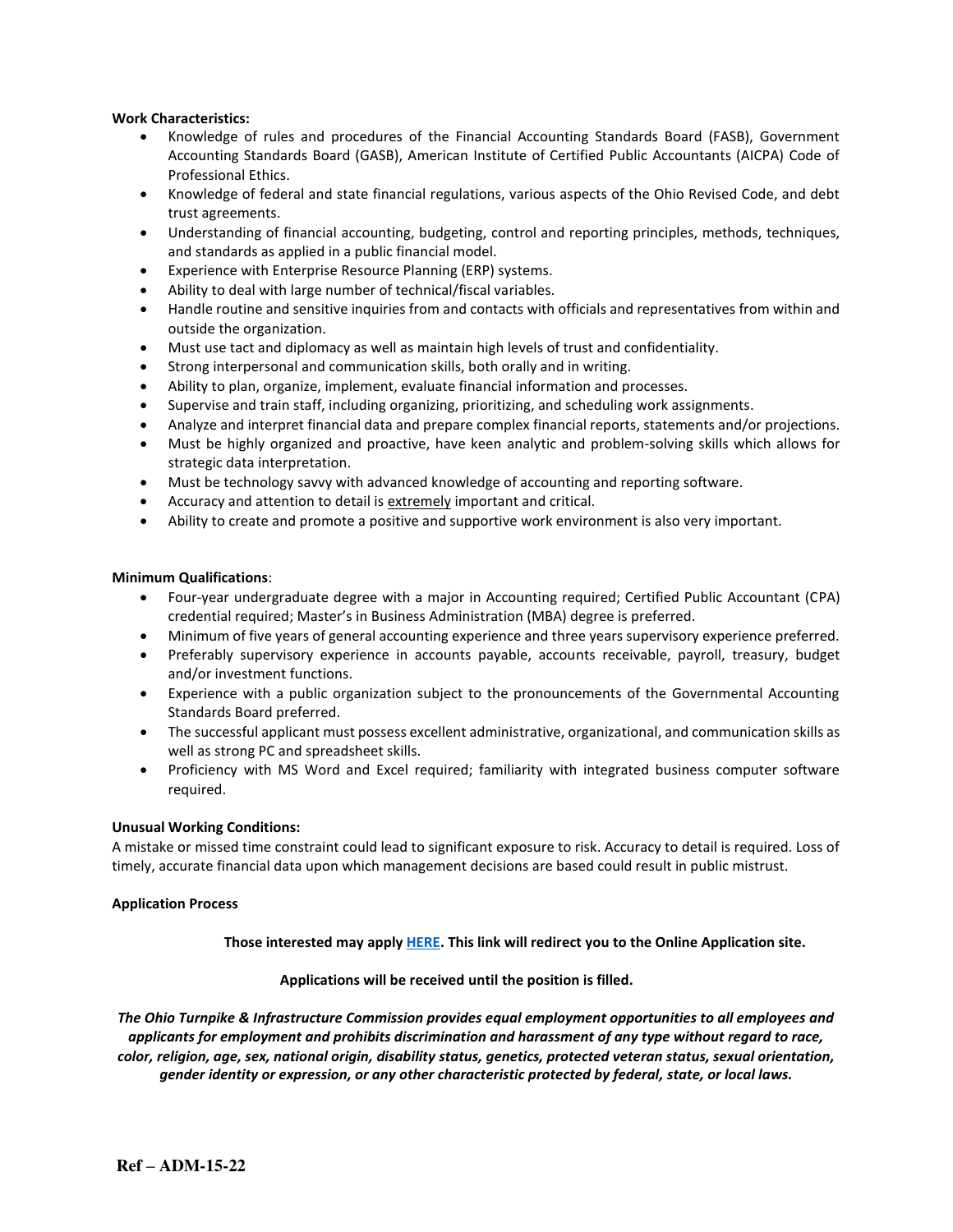**Work Characteristics:**

- Knowledge of rules and procedures of the Financial Accounting Standards Board (FASB), Government Accounting Standards Board (GASB), American Institute of Certified Public Accountants (AICPA) Code of Professional Ethics.
- Knowledge of federal and state financial regulations, various aspects of the Ohio Revised Code, and debt trust agreements.
- Understanding of financial accounting, budgeting, control and reporting principles, methods, techniques, and standards as applied in a public financial model.
- Experience with Enterprise Resource Planning (ERP) systems.
- Ability to deal with large number of technical/fiscal variables.
- Handle routine and sensitive inquiries from and contacts with officials and representatives from within and outside the organization.
- Must use tact and diplomacy as well as maintain high levels of trust and confidentiality.
- Strong interpersonal and communication skills, both orally and in writing.
- Ability to plan, organize, implement, evaluate financial information and processes.
- Supervise and train staff, including organizing, prioritizing, and scheduling work assignments.
- Analyze and interpret financial data and prepare complex financial reports, statements and/or projections.
- Must be highly organized and proactive, have keen analytic and problem-solving skills which allows for strategic data interpretation.
- Must be technology savvy with advanced knowledge of accounting and reporting software.
- Accuracy and attention to detail is extremely important and critical.
- Ability to create and promote a positive and supportive work environment is also very important.

**Minimum Qualifications**:

- Four-year undergraduate degree with a major in Accounting required; Certified Public Accountant (CPA) credential required; Master's in Business Administration (MBA) degree is preferred.
- Minimum of five years of general accounting experience and three years supervisory experience preferred.
- Preferably supervisory experience in accounts payable, accounts receivable, payroll, treasury, budget and/or investment functions.
- Experience with a public organization subject to the pronouncements of the Governmental Accounting Standards Board preferred.
- The successful applicant must possess excellent administrative, organizational, and communication skills as well as strong PC and spreadsheet skills.
- Proficiency with MS Word and Excel required; familiarity with integrated business computer software required.

**Unusual Working Conditions:**

A mistake or missed time constraint could lead to significant exposure to risk. Accuracy to detail is required. Loss of timely, accurate financial data upon which management decisions are based could result in public mistrust.

**Application Process**

**Those interested may apply HERE. This link will redirect you to the Online Application site.**

**Applications will be received until the position is filled.**

***The Ohio Turnpike & Infrastructure Commission provides equal employment opportunities to all employees and applicants for employment and prohibits discrimination and harassment of any type without regard to race, color, religion, age, sex, national origin, disability status, genetics, protected veteran status, sexual orientation, gender identity or expression, or any other characteristic protected by federal, state, or local laws.***

**Ref – ADM-15-22**